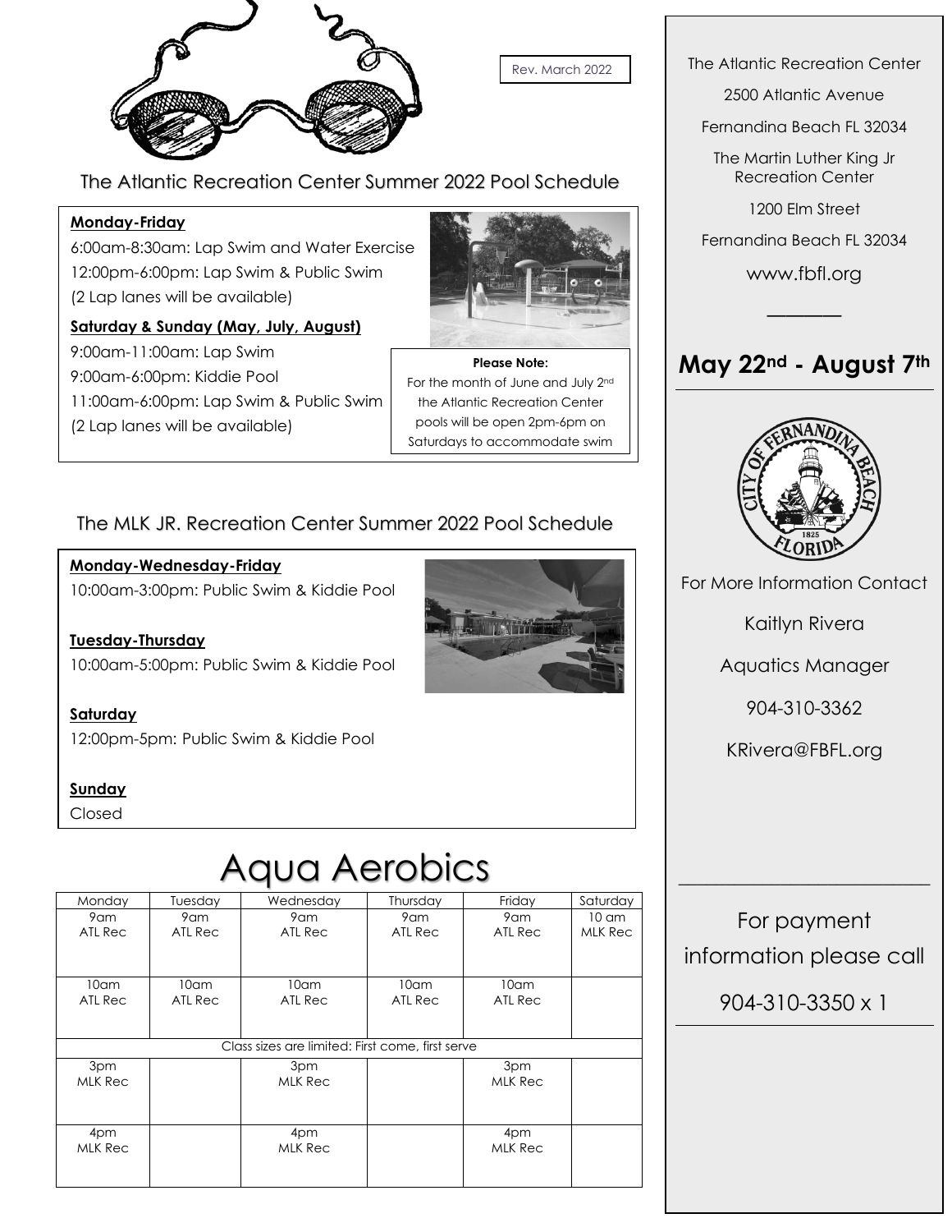Rev. March 2022

## The Atlantic Recreation Center Summer 2022 Pool Schedule

**Monday-Friday**

6:00am-8:30am: Lap Swim and Water Exercise
12:00pm-6:00pm: Lap Swim & Public Swim
(2 Lap lanes will be available)

**Saturday & Sunday (May, July, August)**

9:00am-11:00am: Lap Swim
9:00am-6:00pm: Kiddie Pool
11:00am-6:00pm: Lap Swim & Public Swim
(2 Lap lanes will be available)

**Please Note:**
For the month of June and July 2nd the Atlantic Recreation Center pools will be open 2pm-6pm on Saturdays to accommodate swim

## The MLK JR. Recreation Center Summer 2022 Pool Schedule

**Monday-Wednesday-Friday**

10:00am-3:00pm: Public Swim & Kiddie Pool

**Tuesday-Thursday**

10:00am-5:00pm: Public Swim & Kiddie Pool

**Saturday**

12:00pm-5pm: Public Swim & Kiddie Pool

**Sunday**

Closed

# Aqua Aerobics

| Monday | Tuesday | Wednesday | Thursday | Friday | Saturday |
|---|---|---|---|---|---|
| 9am ATL Rec | 9am ATL Rec | 9am ATL Rec | 9am ATL Rec | 9am ATL Rec | 10 am MLK Rec |
| 10am ATL Rec | 10am ATL Rec | 10am ATL Rec | 10am ATL Rec | 10am ATL Rec | |
| Class sizes are limited: First come, first serve | | | | | |
| 3pm MLK Rec | | 3pm MLK Rec | | 3pm MLK Rec | |
| 4pm MLK Rec | | 4pm MLK Rec | | 4pm MLK Rec | |

The Atlantic Recreation Center
2500 Atlantic Avenue
Fernandina Beach FL 32034

The Martin Luther King Jr Recreation Center
1200 Elm Street
Fernandina Beach FL 32034

www.fbfl.org

---

## May 22nd - August 7th

For More Information Contact

Kaitlyn Rivera

Aquatics Manager

904-310-3362

KRivera@FBFL.org

---

For payment information please call

904-310-3350 x 1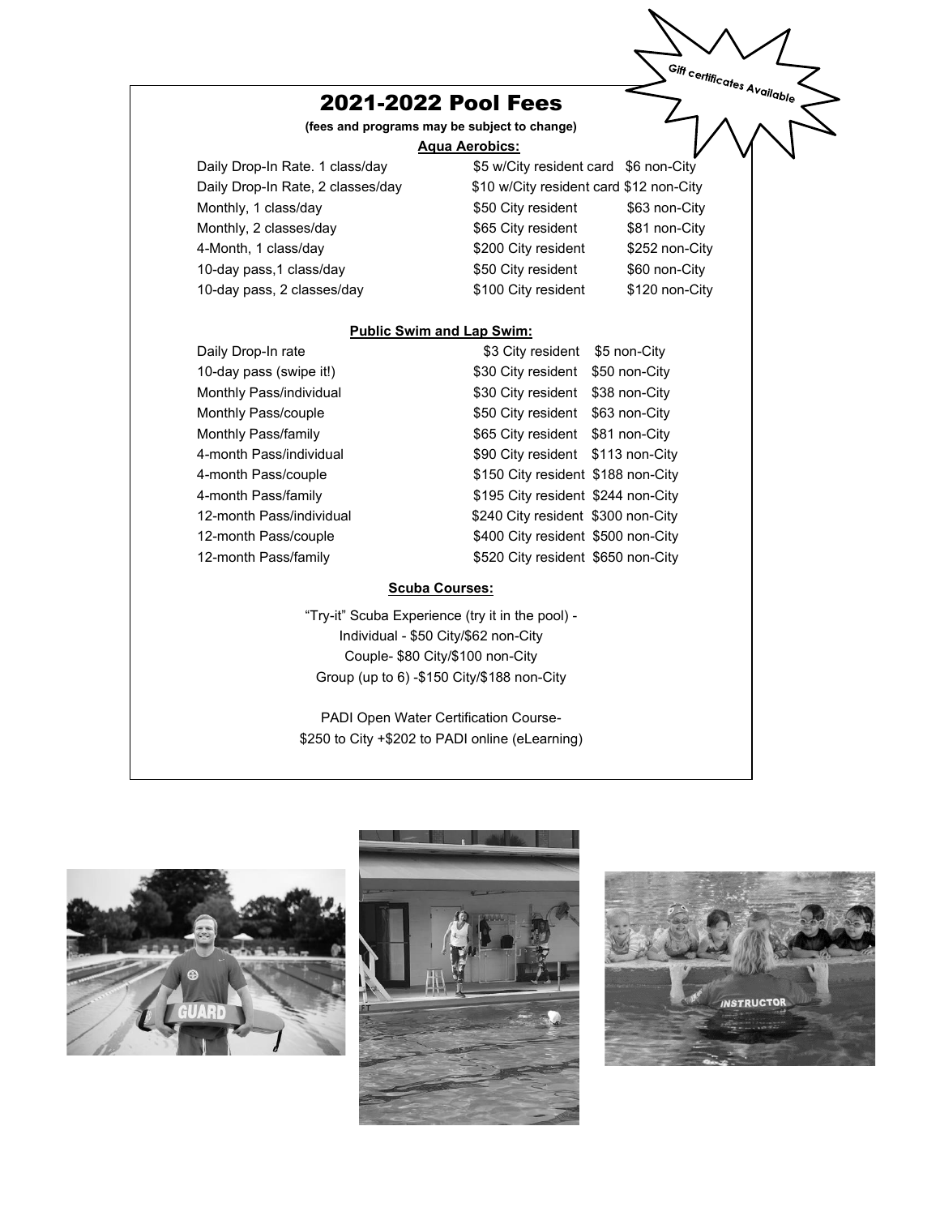Gift certificates Available

# 2021-2022 Pool Fees

**(fees and programs may be subject to change)**

## Aqua Aerobics:

| | | |
|---|---|---|
| Daily Drop-In Rate. 1 class/day | $5 w/City resident card | $6 non-City |
| Daily Drop-In Rate, 2 classes/day | $10 w/City resident card | $12 non-City |
| Monthly, 1 class/day | $50 City resident | $63 non-City |
| Monthly, 2 classes/day | $65 City resident | $81 non-City |
| 4-Month, 1 class/day | $200 City resident | $252 non-City |
| 10-day pass,1 class/day | $50 City resident | $60 non-City |
| 10-day pass, 2 classes/day | $100 City resident | $120 non-City |

## Public Swim and Lap Swim:

| | | |
|---|---|---|
| Daily Drop-In rate | $3 City resident | $5 non-City |
| 10-day pass (swipe it!) | $30 City resident | $50 non-City |
| Monthly Pass/individual | $30 City resident | $38 non-City |
| Monthly Pass/couple | $50 City resident | $63 non-City |
| Monthly Pass/family | $65 City resident | $81 non-City |
| 4-month Pass/individual | $90 City resident | $113 non-City |
| 4-month Pass/couple | $150 City resident | $188 non-City |
| 4-month Pass/family | $195 City resident | $244 non-City |
| 12-month Pass/individual | $240 City resident | $300 non-City |
| 12-month Pass/couple | $400 City resident | $500 non-City |
| 12-month Pass/family | $520 City resident | $650 non-City |

## Scuba Courses:

"Try-it" Scuba Experience (try it in the pool) -
Individual - $50 City/$62 non-City
Couple- $80 City/$100 non-City
Group (up to 6) -$150 City/$188 non-City

PADI Open Water Certification Course-
$250 to City +$202 to PADI online (eLearning)